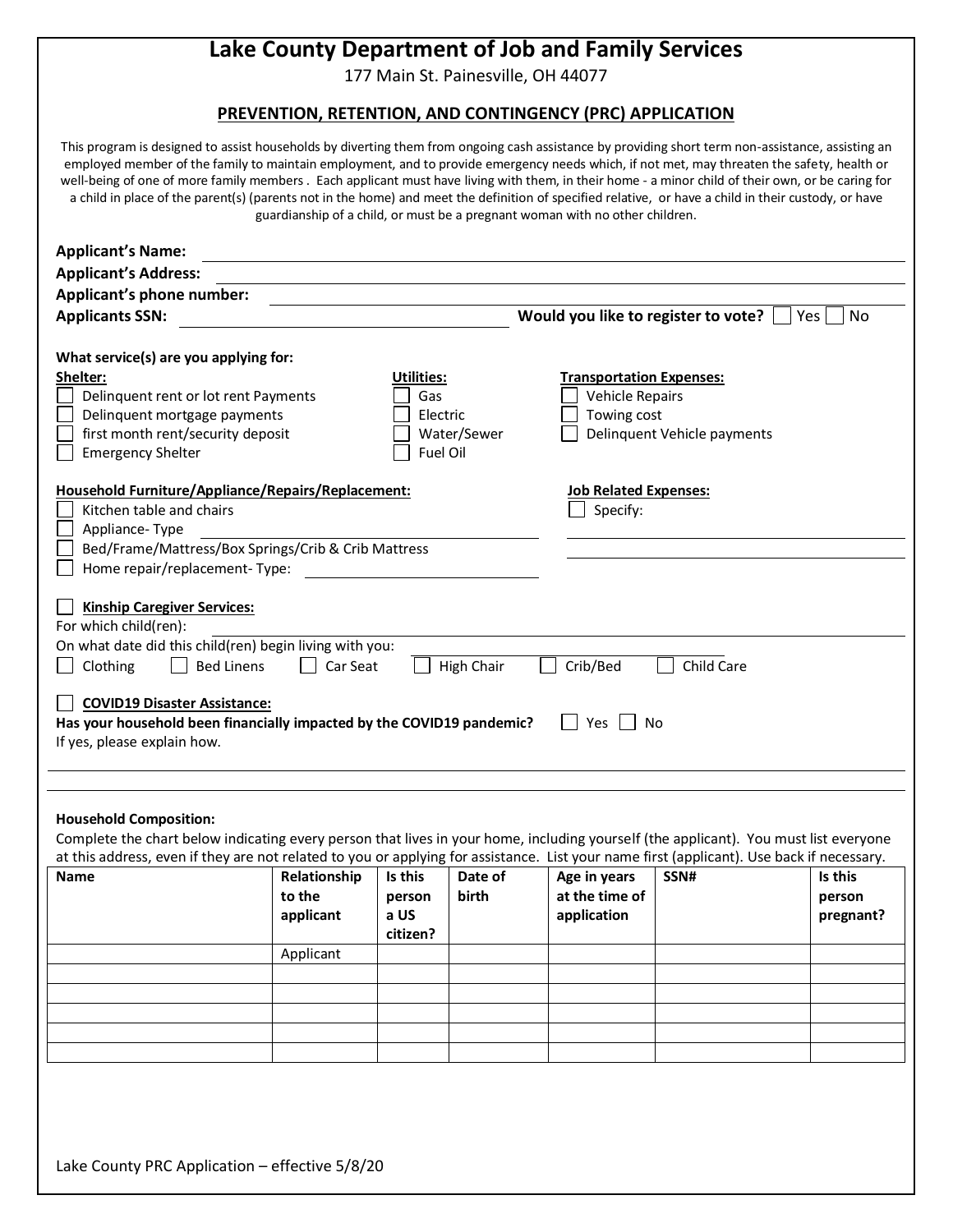# Lake County Department of Job and Family Services

177 Main St. Painesville, OH 44077

## PREVENTION, RETENTION, AND CONTINGENCY (PRC) APPLICATION

This program is designed to assist households by diverting them from ongoing cash assistance by providing short term non-assistance, assisting an employed member of the family to maintain employment, and to provide emergency needs which, if not met, may threaten the safety, health or well-being of one of more family members . Each applicant must have living with them, in their home - a minor child of their own, or be caring for a child in place of the parent(s) (parents not in the home) and meet the definition of specified relative, or have a child in their custody, or have guardianship of a child, or must be a pregnant woman with no other children.

**Applicant's Name:** ______________________________

**Applicant's Address:** ______________________________

**Applicant's phone number:** ______________________________

**Applicants SSN:** ______________________ **Would you like to register to vote?** ☐ Yes ☐ No

**What service(s) are you applying for:**

**Shelter:**
- ☐ Delinquent rent or lot rent Payments
- ☐ Delinquent mortgage payments
- ☐ first month rent/security deposit
- ☐ Emergency Shelter

**Utilities:**
- ☐ Gas
- ☐ Electric
- ☐ Water/Sewer
- ☐ Fuel Oil

**Transportation Expenses:**
- ☐ Vehicle Repairs
- ☐ Towing cost
- ☐ Delinquent Vehicle payments

**Household Furniture/Appliance/Repairs/Replacement:**
- ☐ Kitchen table and chairs
- ☐ Appliance- Type ______________________
- ☐ Bed/Frame/Mattress/Box Springs/Crib & Crib Mattress
- ☐ Home repair/replacement- Type: ______________________

**Job Related Expenses:**
- ☐ Specify: ______________________

☐ **Kinship Caregiver Services:**

For which child(ren): ______________________________

On what date did this child(ren) begin living with you: ______________________

☐ Clothing ☐ Bed Linens ☐ Car Seat ☐ High Chair ☐ Crib/Bed ☐ Child Care

☐ **COVID19 Disaster Assistance:**

**Has your household been financially impacted by the COVID19 pandemic?** ☐ Yes ☐ No

If yes, please explain how.

______________________________

______________________________

**Household Composition:**

Complete the chart below indicating every person that lives in your home, including yourself (the applicant). You must list everyone at this address, even if they are not related to you or applying for assistance. List your name first (applicant). Use back if necessary.

| Name | Relationship to the applicant | Is this person a US citizen? | Date of birth | Age in years at the time of application | SSN# | Is this person pregnant? |
|---|---|---|---|---|---|---|
| | Applicant | | | | | |
| | | | | | | |
| | | | | | | |
| | | | | | | |
| | | | | | | |
| | | | | | | |

Lake County PRC Application – effective 5/8/20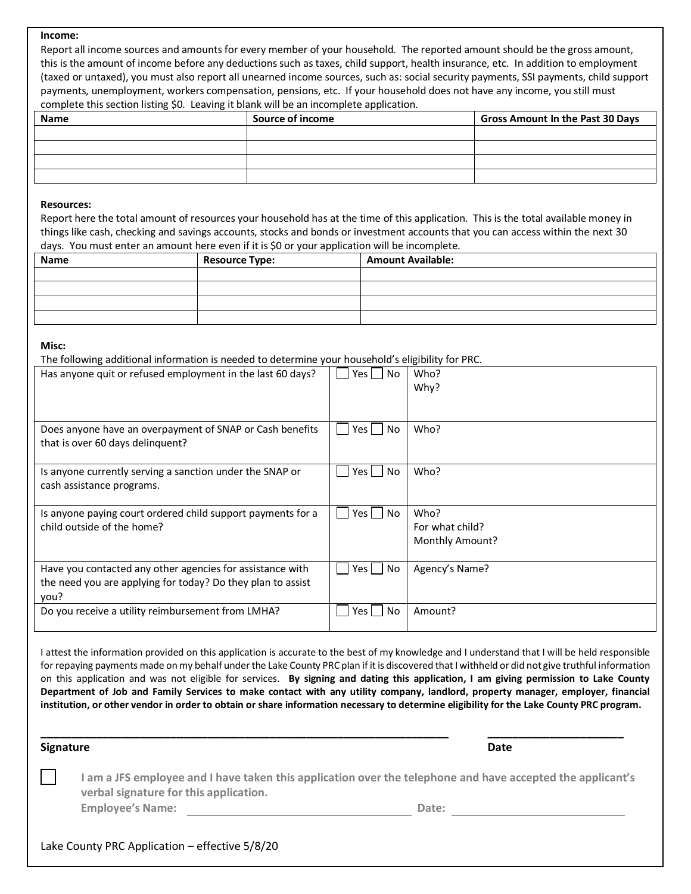**Income:**

Report all income sources and amounts for every member of your household. The reported amount should be the gross amount, this is the amount of income before any deductions such as taxes, child support, health insurance, etc. In addition to employment (taxed or untaxed), you must also report all unearned income sources, such as: social security payments, SSI payments, child support payments, unemployment, workers compensation, pensions, etc. If your household does not have any income, you still must complete this section listing $0. Leaving it blank will be an incomplete application.

| Name | Source of income | Gross Amount In the Past 30 Days |
|---|---|---|
| | | |
| | | |
| | | |
| | | |

**Resources:**

Report here the total amount of resources your household has at the time of this application. This is the total available money in things like cash, checking and savings accounts, stocks and bonds or investment accounts that you can access within the next 30 days. You must enter an amount here even if it is $0 or your application will be incomplete.

| Name | Resource Type: | Amount Available: |
|---|---|---|
| | | |
| | | |
| | | |
| | | |

**Misc:**

The following additional information is needed to determine your household's eligibility for PRC.

| | | |
|---|---|---|
| Has anyone quit or refused employment in the last 60 days? | ☐ Yes ☐ No | Who?<br>Why? |
| Does anyone have an overpayment of SNAP or Cash benefits that is over 60 days delinquent? | ☐ Yes ☐ No | Who? |
| Is anyone currently serving a sanction under the SNAP or cash assistance programs. | ☐ Yes ☐ No | Who? |
| Is anyone paying court ordered child support payments for a child outside of the home? | ☐ Yes ☐ No | Who?<br>For what child?<br>Monthly Amount? |
| Have you contacted any other agencies for assistance with the need you are applying for today? Do they plan to assist you? | ☐ Yes ☐ No | Agency's Name? |
| Do you receive a utility reimbursement from LMHA? | ☐ Yes ☐ No | Amount? |

I attest the information provided on this application is accurate to the best of my knowledge and I understand that I will be held responsible for repaying payments made on my behalf under the Lake County PRC plan if it is discovered that I withheld or did not give truthful information on this application and was not eligible for services. **By signing and dating this application, I am giving permission to Lake County Department of Job and Family Services to make contact with any utility company, landlord, property manager, employer, financial institution, or other vendor in order to obtain or share information necessary to determine eligibility for the Lake County PRC program.**

______________________________________________________________ &nbsp;&nbsp;&nbsp;&nbsp; ____________________

**Signature** &nbsp;&nbsp;&nbsp;&nbsp;&nbsp;&nbsp;&nbsp;&nbsp;&nbsp;&nbsp;&nbsp;&nbsp;&nbsp;&nbsp;&nbsp;&nbsp;&nbsp;&nbsp;&nbsp;&nbsp;&nbsp;&nbsp;&nbsp;&nbsp;&nbsp;&nbsp;&nbsp;&nbsp;&nbsp;&nbsp;&nbsp;&nbsp;&nbsp;&nbsp;&nbsp;&nbsp;&nbsp;&nbsp;&nbsp;&nbsp; **Date**

☐ **I am a JFS employee and I have taken this application over the telephone and have accepted the applicant's verbal signature for this application.**

**Employee's Name:** ______________________________ **Date:** ____________________

Lake County PRC Application – effective 5/8/20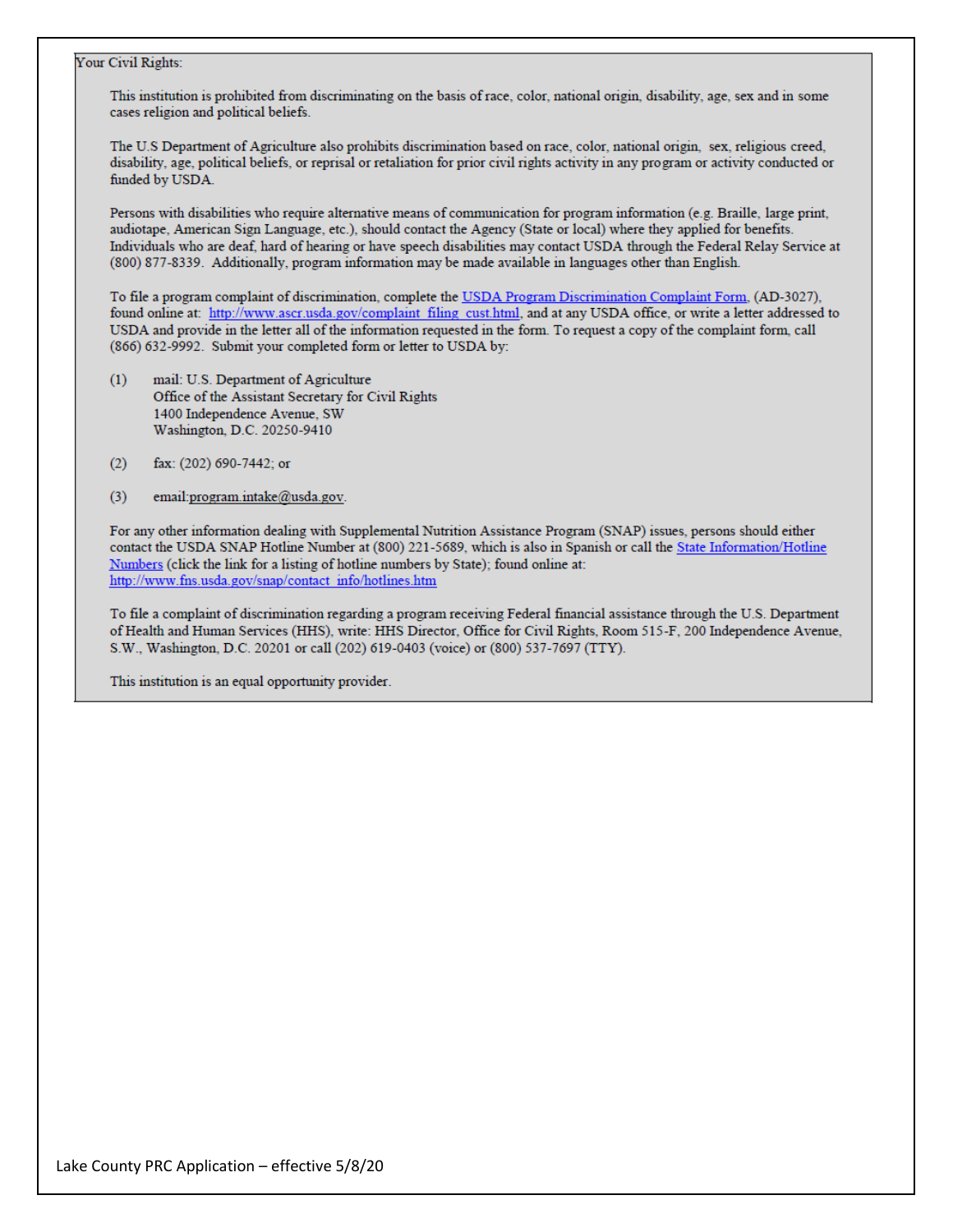Your Civil Rights:

This institution is prohibited from discriminating on the basis of race, color, national origin, disability, age, sex and in some cases religion and political beliefs.

The U.S Department of Agriculture also prohibits discrimination based on race, color, national origin, sex, religious creed, disability, age, political beliefs, or reprisal or retaliation for prior civil rights activity in any program or activity conducted or funded by USDA.

Persons with disabilities who require alternative means of communication for program information (e.g. Braille, large print, audiotape, American Sign Language, etc.), should contact the Agency (State or local) where they applied for benefits. Individuals who are deaf, hard of hearing or have speech disabilities may contact USDA through the Federal Relay Service at (800) 877-8339. Additionally, program information may be made available in languages other than English.

To file a program complaint of discrimination, complete the [USDA Program Discrimination Complaint Form](http://www.ascr.usda.gov/complaint_filing_cust.html), (AD-3027), found online at: http://www.ascr.usda.gov/complaint_filing_cust.html, and at any USDA office, or write a letter addressed to USDA and provide in the letter all of the information requested in the form. To request a copy of the complaint form, call (866) 632-9992. Submit your completed form or letter to USDA by:

(1) mail: U.S. Department of Agriculture
Office of the Assistant Secretary for Civil Rights
1400 Independence Avenue, SW
Washington, D.C. 20250-9410

(2) fax: (202) 690-7442; or

(3) email: program.intake@usda.gov.

For any other information dealing with Supplemental Nutrition Assistance Program (SNAP) issues, persons should either contact the USDA SNAP Hotline Number at (800) 221-5689, which is also in Spanish or call the [State Information/Hotline Numbers](http://www.fns.usda.gov/snap/contact_info/hotlines.htm) (click the link for a listing of hotline numbers by State); found online at: http://www.fns.usda.gov/snap/contact_info/hotlines.htm

To file a complaint of discrimination regarding a program receiving Federal financial assistance through the U.S. Department of Health and Human Services (HHS), write: HHS Director, Office for Civil Rights, Room 515-F, 200 Independence Avenue, S.W., Washington, D.C. 20201 or call (202) 619-0403 (voice) or (800) 537-7697 (TTY).

This institution is an equal opportunity provider.